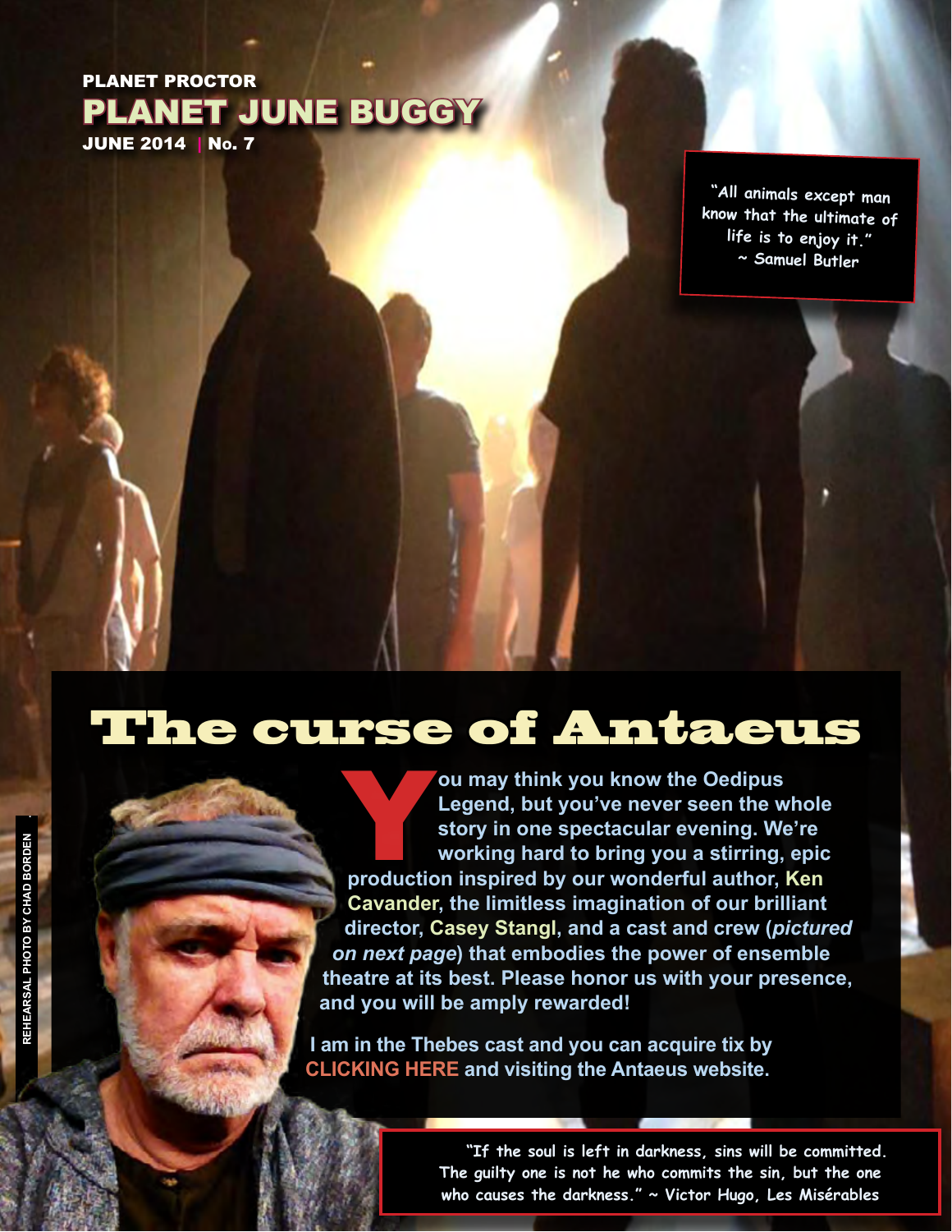PLANET PROCTOR

# PLANET JUNE BUGGY

JUNE 2014 | No. 7

"All animals except man know that the ultimate of life is to enjoy it."
~ Samuel Butler

## The curse of Antaeus

**You may think you know the Oedipus Legend, but you've never seen the whole story in one spectacular evening. We're working hard to bring you a stirring, epic production inspired by our wonderful author, Ken Cavander, the limitless imagination of our brilliant director, Casey Stangl, and a cast and crew (*pictured on next page*) that embodies the power of ensemble theatre at its best. Please honor us with your presence, and you will be amply rewarded!**

**I am in the Thebes cast and you can acquire tix by CLICKING HERE and visiting the Antaeus website.**

REHEARSAL PHOTO BY CHAD BORDEN

"If the soul is left in darkness, sins will be committed. The guilty one is not he who commits the sin, but the one who causes the darkness." ~ Victor Hugo, Les Misérables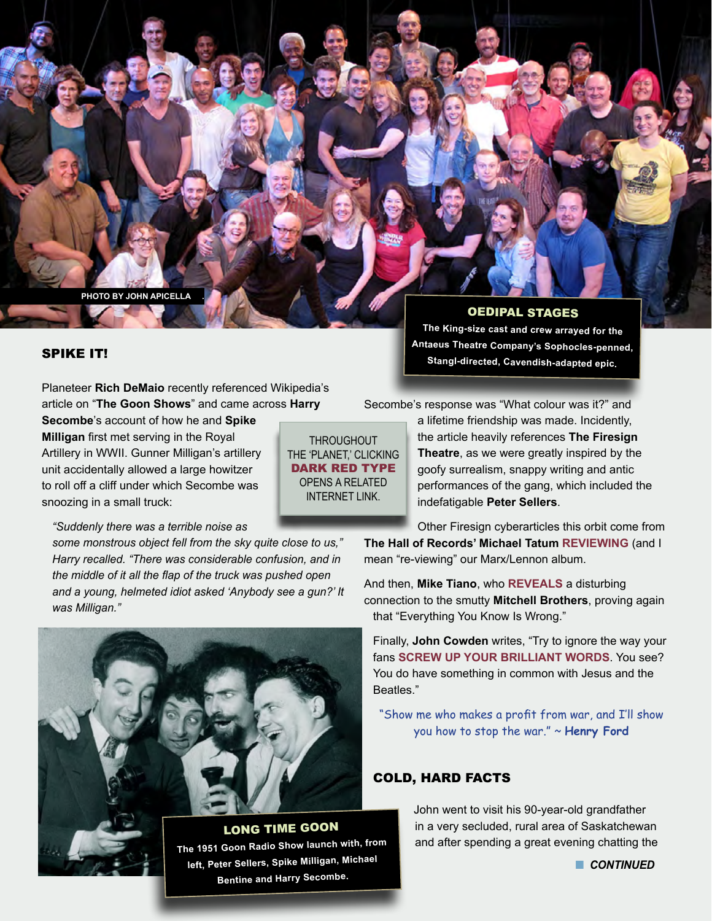PHOTO BY JOHN APICELLA

**OEDIPAL STAGES**

The King-size cast and crew arrayed for the Antaeus Theatre Company's Sophocles-penned, Stangl-directed, Cavendish-adapted epic.

## SPIKE IT!

Planeteer **Rich DeMaio** recently referenced Wikipedia's article on "**The Goon Shows**" and came across **Harry Secombe**'s account of how he and **Spike Milligan** first met serving in the Royal Artillery in WWII. Gunner Milligan's artillery unit accidentally allowed a large howitzer to roll off a cliff under which Secombe was snoozing in a small truck:

> *"Suddenly there was a terrible noise as some monstrous object fell from the sky quite close to us," Harry recalled. "There was considerable confusion, and in the middle of it all the flap of the truck was pushed open and a young, helmeted idiot asked 'Anybody see a gun?' It was Milligan."*

THROUGHOUT THE 'PLANET,' CLICKING **DARK RED TYPE** OPENS A RELATED INTERNET LINK.

Secombe's response was "What colour was it?" and a lifetime friendship was made. Incidently, the article heavily references **The Firesign Theatre**, as we were greatly inspired by the goofy surrealism, snappy writing and antic performances of the gang, which included the indefatigable **Peter Sellers**.

Other Firesign cyberarticles this orbit come from **The Hall of Records' Michael Tatum** **REVIEWING** (and I mean "re-viewing" our Marx/Lennon album.

And then, **Mike Tiano**, who **REVEALS** a disturbing connection to the smutty **Mitchell Brothers**, proving again that "Everything You Know Is Wrong."

Finally, **John Cowden** writes, "Try to ignore the way your fans **SCREW UP YOUR BRILLIANT WORDS**. You see? You do have something in common with Jesus and the Beatles."

"Show me who makes a profit from war, and I'll show you how to stop the war." ~ **Henry Ford**

**LONG TIME GOON**

The 1951 Goon Radio Show launch with, from left, Peter Sellers, Spike Milligan, Michael Bentine and Harry Secombe.

## COLD, HARD FACTS

John went to visit his 90-year-old grandfather in a very secluded, rural area of Saskatchewan and after spending a great evening chatting the

***CONTINUED***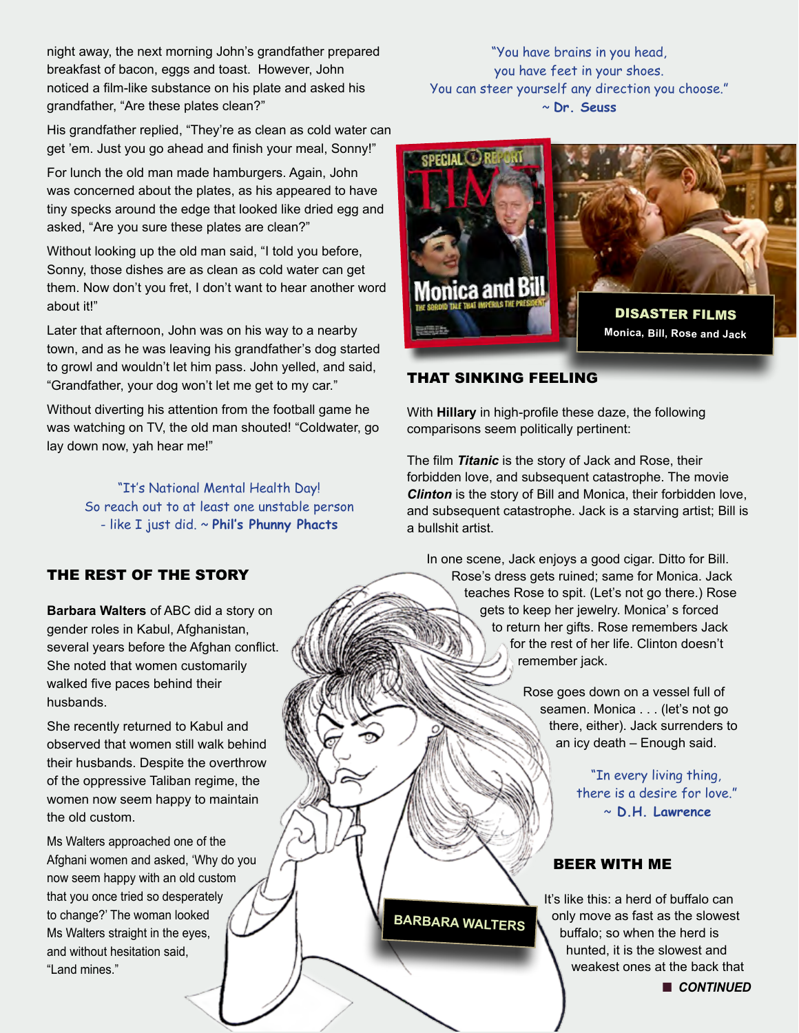night away, the next morning John's grandfather prepared breakfast of bacon, eggs and toast. However, John noticed a film-like substance on his plate and asked his grandfather, "Are these plates clean?"

His grandfather replied, "They're as clean as cold water can get 'em. Just you go ahead and finish your meal, Sonny!"

For lunch the old man made hamburgers. Again, John was concerned about the plates, as his appeared to have tiny specks around the edge that looked like dried egg and asked, "Are you sure these plates are clean?"

Without looking up the old man said, "I told you before, Sonny, those dishes are as clean as cold water can get them. Now don't you fret, I don't want to hear another word about it!"

Later that afternoon, John was on his way to a nearby town, and as he was leaving his grandfather's dog started to growl and wouldn't let him pass. John yelled, and said, "Grandfather, your dog won't let me get to my car."

Without diverting his attention from the football game he was watching on TV, the old man shouted! "Coldwater, go lay down now, yah hear me!"

"It's National Mental Health Day!
So reach out to at least one unstable person
- like I just did. ~ **Phil's Phunny Phacts**

## THE REST OF THE STORY

**Barbara Walters** of ABC did a story on gender roles in Kabul, Afghanistan, several years before the Afghan conflict. She noted that women customarily walked five paces behind their husbands.

She recently returned to Kabul and observed that women still walk behind their husbands. Despite the overthrow of the oppressive Taliban regime, the women now seem happy to maintain the old custom.

Ms Walters approached one of the Afghani women and asked, 'Why do you now seem happy with an old custom that you once tried so desperately to change?' The woman looked Ms Walters straight in the eyes, and without hesitation said, "Land mines."

BARBARA WALTERS

"You have brains in you head,
you have feet in your shoes.
You can steer yourself any direction you choose."
~ **Dr. Seuss**

**DISASTER FILMS**
Monica, Bill, Rose and Jack

## THAT SINKING FEELING

With **Hillary** in high-profile these daze, the following comparisons seem politically pertinent:

The film ***Titanic*** is the story of Jack and Rose, their forbidden love, and subsequent catastrophe. The movie ***Clinton*** is the story of Bill and Monica, their forbidden love, and subsequent catastrophe. Jack is a starving artist; Bill is a bullshit artist.

In one scene, Jack enjoys a good cigar. Ditto for Bill. Rose's dress gets ruined; same for Monica. Jack teaches Rose to spit. (Let's not go there.) Rose gets to keep her jewelry. Monica' s forced to return her gifts. Rose remembers Jack for the rest of her life. Clinton doesn't remember jack.

Rose goes down on a vessel full of seamen. Monica . . . (let's not go there, either). Jack surrenders to an icy death – Enough said.

"In every living thing,
there is a desire for love."
~ **D.H. Lawrence**

## BEER WITH ME

It's like this: a herd of buffalo can only move as fast as the slowest buffalo; so when the herd is hunted, it is the slowest and weakest ones at the back that

■ ***CONTINUED***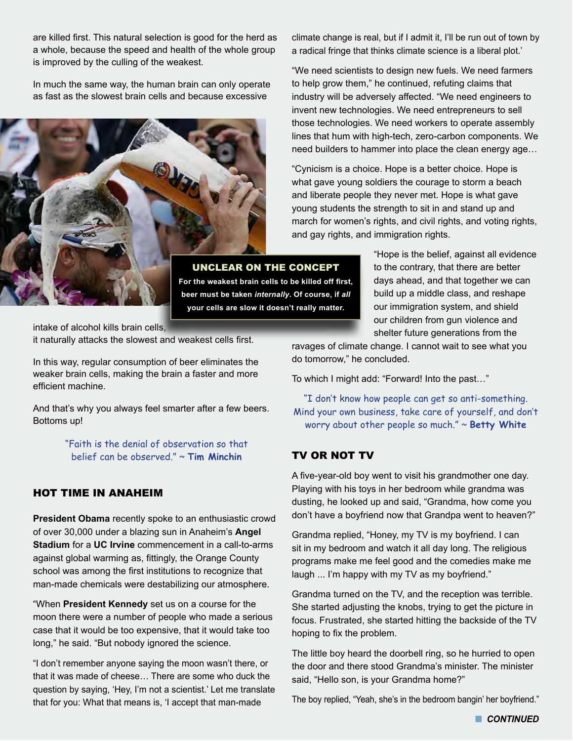are killed first. This natural selection is good for the herd as a whole, because the speed and health of the whole group is improved by the culling of the weakest.

In much the same way, the human brain can only operate as fast as the slowest brain cells and because excessive intake of alcohol kills brain cells, it naturally attacks the slowest and weakest cells first.

**UNCLEAR ON THE CONCEPT**
**For the weakest brain cells to be killed off first, beer must be taken *internally*. Of course, if *all* your cells are slow it doesn't really matter.**

In this way, regular consumption of beer eliminates the weaker brain cells, making the brain a faster and more efficient machine.

And that's why you always feel smarter after a few beers. Bottoms up!

"Faith is the denial of observation so that belief can be observed." ~ **Tim Minchin**

## HOT TIME IN ANAHEIM

**President Obama** recently spoke to an enthusiastic crowd of over 30,000 under a blazing sun in Anaheim's **Angel Stadium** for a **UC Irvine** commencement in a call-to-arms against global warming as, fittingly, the Orange County school was among the first institutions to recognize that man-made chemicals were destabilizing our atmosphere.

"When **President Kennedy** set us on a course for the moon there were a number of people who made a serious case that it would be too expensive, that it would take too long," he said. "But nobody ignored the science.

"I don't remember anyone saying the moon wasn't there, or that it was made of cheese… There are some who duck the question by saying, 'Hey, I'm not a scientist.' Let me translate that for you: What that means is, 'I accept that man-made climate change is real, but if I admit it, I'll be run out of town by a radical fringe that thinks climate science is a liberal plot.'

"We need scientists to design new fuels. We need farmers to help grow them," he continued, refuting claims that industry will be adversely affected. "We need engineers to invent new technologies. We need entrepreneurs to sell those technologies. We need workers to operate assembly lines that hum with high-tech, zero-carbon components. We need builders to hammer into place the clean energy age…

"Cynicism is a choice. Hope is a better choice. Hope is what gave young soldiers the courage to storm a beach and liberate people they never met. Hope is what gave young students the strength to sit in and stand up and march for women's rights, and civil rights, and voting rights, and gay rights, and immigration rights.

"Hope is the belief, against all evidence to the contrary, that there are better days ahead, and that together we can build up a middle class, and reshape our immigration system, and shield our children from gun violence and shelter future generations from the ravages of climate change. I cannot wait to see what you do tomorrow," he concluded.

To which I might add: "Forward! Into the past…"

"I don't know how people can get so anti-something. Mind your own business, take care of yourself, and don't worry about other people so much." ~ **Betty White**

## TV OR NOT TV

A five-year-old boy went to visit his grandmother one day. Playing with his toys in her bedroom while grandma was dusting, he looked up and said, "Grandma, how come you don't have a boyfriend now that Grandpa went to heaven?"

Grandma replied, "Honey, my TV is my boyfriend. I can sit in my bedroom and watch it all day long. The religious programs make me feel good and the comedies make me laugh ... I'm happy with my TV as my boyfriend."

Grandma turned on the TV, and the reception was terrible. She started adjusting the knobs, trying to get the picture in focus. Frustrated, she started hitting the backside of the TV hoping to fix the problem.

The little boy heard the doorbell ring, so he hurried to open the door and there stood Grandma's minister. The minister said, "Hello son, is your Grandma home?"

The boy replied, "Yeah, she's in the bedroom bangin' her boyfriend."

***CONTINUED***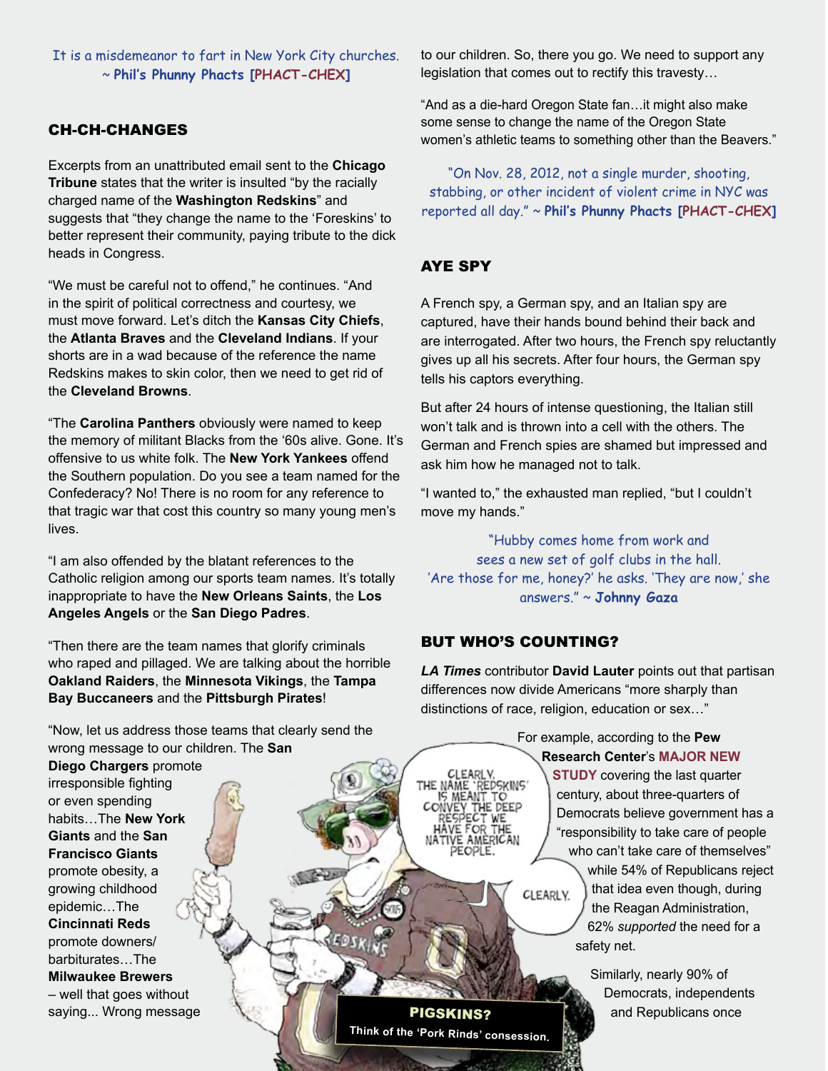It is a misdemeanor to fart in New York City churches. ~ **Phil's Phunny Phacts [PHACT-CHEX]**

## CH-CH-CHANGES

Excerpts from an unattributed email sent to the **Chicago Tribune** states that the writer is insulted "by the racially charged name of the **Washington Redskins**" and suggests that "they change the name to the 'Foreskins' to better represent their community, paying tribute to the dick heads in Congress.

"We must be careful not to offend," he continues. "And in the spirit of political correctness and courtesy, we must move forward. Let's ditch the **Kansas City Chiefs**, the **Atlanta Braves** and the **Cleveland Indians**. If your shorts are in a wad because of the reference the name Redskins makes to skin color, then we need to get rid of the **Cleveland Browns**.

"The **Carolina Panthers** obviously were named to keep the memory of militant Blacks from the '60s alive. Gone. It's offensive to us white folk. The **New York Yankees** offend the Southern population. Do you see a team named for the Confederacy? No! There is no room for any reference to that tragic war that cost this country so many young men's lives.

"I am also offended by the blatant references to the Catholic religion among our sports team names. It's totally inappropriate to have the **New Orleans Saints**, the **Los Angeles Angels** or the **San Diego Padres**.

"Then there are the team names that glorify criminals who raped and pillaged. We are talking about the horrible **Oakland Raiders**, the **Minnesota Vikings**, the **Tampa Bay Buccaneers** and the **Pittsburgh Pirates**!

"Now, let us address those teams that clearly send the wrong message to our children. The **San Diego Chargers** promote irresponsible fighting or even spending habits…The **New York Giants** and the **San Francisco Giants** promote obesity, a growing childhood epidemic…The **Cincinnati Reds** promote downers/barbiturates…The **Milwaukee Brewers** – well that goes without saying... Wrong message to our children. So, there you go. We need to support any legislation that comes out to rectify this travesty…

"And as a die-hard Oregon State fan…it might also make some sense to change the name of the Oregon State women's athletic teams to something other than the Beavers."

**PIGSKINS?**

Think of the 'Pork Rinds' consession.

"On Nov. 28, 2012, not a single murder, shooting, stabbing, or other incident of violent crime in NYC was reported all day." ~ **Phil's Phunny Phacts [PHACT-CHEX]**

## AYE SPY

A French spy, a German spy, and an Italian spy are captured, have their hands bound behind their back and are interrogated. After two hours, the French spy reluctantly gives up all his secrets. After four hours, the German spy tells his captors everything.

But after 24 hours of intense questioning, the Italian still won't talk and is thrown into a cell with the others. The German and French spies are shamed but impressed and ask him how he managed not to talk.

"I wanted to," the exhausted man replied, "but I couldn't move my hands."

"Hubby comes home from work and sees a new set of golf clubs in the hall. 'Are those for me, honey?' he asks. 'They are now,' she answers." ~ **Johnny Gaza**

## BUT WHO'S COUNTING?

***LA Times*** contributor **David Lauter** points out that partisan differences now divide Americans "more sharply than distinctions of race, religion, education or sex…"

For example, according to the **Pew Research Center**'s **MAJOR NEW STUDY** covering the last quarter century, about three-quarters of Democrats believe government has a "responsibility to take care of people who can't take care of themselves" while 54% of Republicans reject that idea even though, during the Reagan Administration, 62% *supported* the need for a safety net.

Similarly, nearly 90% of Democrats, independents and Republicans once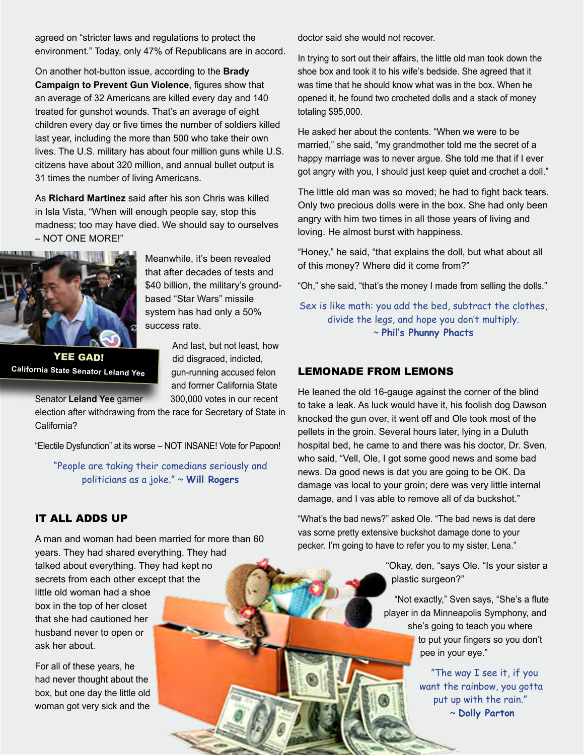agreed on "stricter laws and regulations to protect the environment." Today, only 47% of Republicans are in accord.

On another hot-button issue, according to the **Brady Campaign to Prevent Gun Violence**, figures show that an average of 32 Americans are killed every day and 140 treated for gunshot wounds. That's an average of eight children every day or five times the number of soldiers killed last year, including the more than 500 who take their own lives. The U.S. military has about four million guns while U.S. citizens have about 320 million, and annual bullet output is 31 times the number of living Americans.

As **Richard Martinez** said after his son Chris was killed in Isla Vista, "When will enough people say, stop this madness; too may have died. We should say to ourselves – NOT ONE MORE!"

Meanwhile, it's been revealed that after decades of tests and $40 billion, the military's ground-based "Star Wars" missile system has had only a 50% success rate.

**YEE GAD!**
**California State Senator Leland Yee**

And last, but not least, how did disgraced, indicted, gun-running accused felon and former California State Senator **Leland Yee** garner 300,000 votes in our recent election after withdrawing from the race for Secretary of State in California?

"Electile Dysfunction" at its worse – NOT INSANE! Vote for Papoon!

"People are taking their comedians seriously and politicians as a joke." ~ **Will Rogers**

## IT ALL ADDS UP

A man and woman had been married for more than 60 years. They had shared everything. They had talked about everything. They had kept no secrets from each other except that the little old woman had a shoe box in the top of her closet that she had cautioned her husband never to open or ask her about.

For all of these years, he had never thought about the box, but one day the little old woman got very sick and the doctor said she would not recover.

In trying to sort out their affairs, the little old man took down the shoe box and took it to his wife's bedside. She agreed that it was time that he should know what was in the box. When he opened it, he found two crocheted dolls and a stack of money totaling $95,000.

He asked her about the contents. "When we were to be married," she said, "my grandmother told me the secret of a happy marriage was to never argue. She told me that if I ever got angry with you, I should just keep quiet and crochet a doll."

The little old man was so moved; he had to fight back tears. Only two precious dolls were in the box. She had only been angry with him two times in all those years of living and loving. He almost burst with happiness.

"Honey," he said, "that explains the doll, but what about all of this money? Where did it come from?"

"Oh," she said, "that's the money I made from selling the dolls."

Sex is like math: you add the bed, subtract the clothes, divide the legs, and hope you don't multiply.
~ **Phil's Phunny Phacts**

## LEMONADE FROM LEMONS

He leaned the old 16-gauge against the corner of the blind to take a leak. As luck would have it, his foolish dog Dawson knocked the gun over, it went off and Ole took most of the pellets in the groin. Several hours later, lying in a Duluth hospital bed, he came to and there was his doctor, Dr. Sven, who said, "Vell, Ole, I got some good news and some bad news. Da good news is dat you are going to be OK. Da damage vas local to your groin; dere was very little internal damage, and I vas able to remove all of da buckshot."

"What's the bad news?" asked Ole. "The bad news is dat dere vas some pretty extensive buckshot damage done to your pecker. I'm going to have to refer you to my sister, Lena."

"Okay, den, "says Ole. "Is your sister a plastic surgeon?"

"Not exactly," Sven says, "She's a flute player in da Minneapolis Symphony, and she's going to teach you where to put your fingers so you don't pee in your eye."

"The way I see it, if you want the rainbow, you gotta put up with the rain."
~ **Dolly Parton**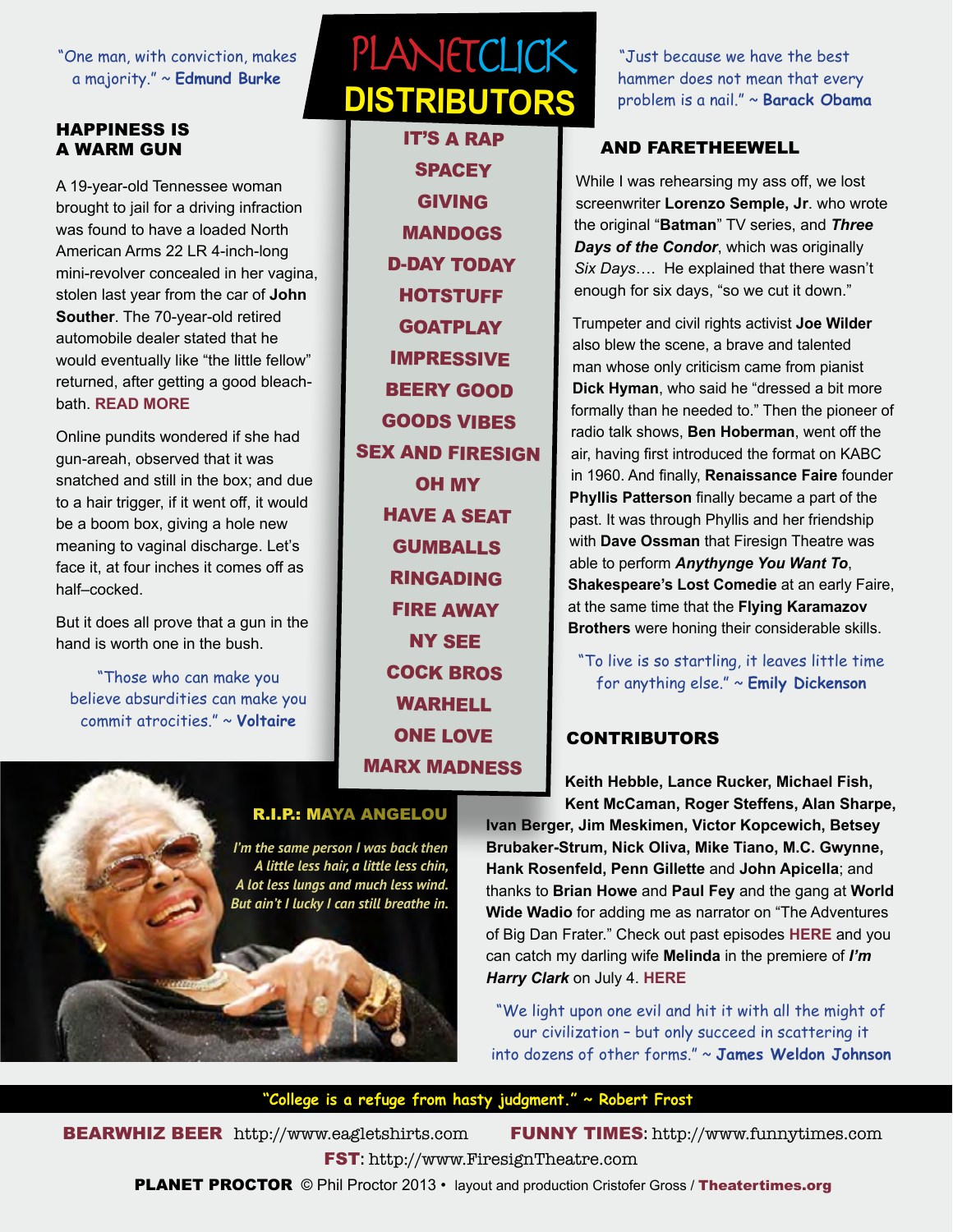"One man, with conviction, makes a majority." ~ **Edmund Burke**

## HAPPINESS IS A WARM GUN

A 19-year-old Tennessee woman brought to jail for a driving infraction was found to have a loaded North American Arms 22 LR 4-inch-long mini-revolver concealed in her vagina, stolen last year from the car of **John Souther**. The 70-year-old retired automobile dealer stated that he would eventually like "the little fellow" returned, after getting a good bleach-bath. **READ MORE**

Online pundits wondered if she had gun-areah, observed that it was snatched and still in the box; and due to a hair trigger, if it went off, it would be a boom box, giving a hole new meaning to vaginal discharge. Let's face it, at four inches it comes off as half–cocked.

But it does all prove that a gun in the hand is worth one in the bush.

"Those who can make you believe absurdities can make you commit atrocities." ~ **Voltaire**

## PLANETCLICK DISTRIBUTORS

- IT'S A RAP
- SPACEY
- GIVING
- MANDOGS
- D-DAY TODAY
- HOTSTUFF
- GOATPLAY
- IMPRESSIVE
- BEERY GOOD
- GOODS VIBES
- SEX AND FIRESIGN
- OH MY
- HAVE A SEAT
- GUMBALLS
- RINGADING
- FIRE AWAY
- NY SEE
- COCK BROS
- WARHELL
- ONE LOVE
- MARX MADNESS

## R.I.P.: MAYA ANGELOU

*I'm the same person I was back then*
*A little less hair, a little less chin,*
*A lot less lungs and much less wind.*
*But ain't I lucky I can still breathe in.*

"Just because we have the best hammer does not mean that every problem is a nail." ~ **Barack Obama**

## AND FARETHEEWELL

While I was rehearsing my ass off, we lost screenwriter **Lorenzo Semple, Jr**. who wrote the original "**Batman**" TV series, and ***Three Days of the Condor***, which was originally *Six Days*.... He explained that there wasn't enough for six days, "so we cut it down."

Trumpeter and civil rights activist **Joe Wilder** also blew the scene, a brave and talented man whose only criticism came from pianist **Dick Hyman**, who said he "dressed a bit more formally than he needed to." Then the pioneer of radio talk shows, **Ben Hoberman**, went off the air, having first introduced the format on KABC in 1960. And finally, **Renaissance Faire** founder **Phyllis Patterson** finally became a part of the past. It was through Phyllis and her friendship with **Dave Ossman** that Firesign Theatre was able to perform ***Anythynge You Want To***, **Shakespeare's Lost Comedie** at an early Faire, at the same time that the **Flying Karamazov Brothers** were honing their considerable skills.

"To live is so startling, it leaves little time for anything else." ~ **Emily Dickenson**

## CONTRIBUTORS

**Keith Hebble, Lance Rucker, Michael Fish, Kent McCaman, Roger Steffens, Alan Sharpe, Ivan Berger, Jim Meskimen, Victor Kopcewich, Betsey Brubaker-Strum, Nick Oliva, Mike Tiano, M.C. Gwynne, Hank Rosenfeld, Penn Gillette** and **John Apicella**; and thanks to **Brian Howe** and **Paul Fey** and the gang at **World Wide Wadio** for adding me as narrator on "The Adventures of Big Dan Frater." Check out past episodes **HERE** and you can catch my darling wife **Melinda** in the premiere of ***I'm Harry Clark*** on July 4. **HERE**

"We light upon one evil and hit it with all the might of our civilization – but only succeed in scattering it into dozens of other forms." ~ **James Weldon Johnson**

**"College is a refuge from hasty judgment." ~ Robert Frost**

**BEARWHIZ BEER** http://www.eagletshirts.com **FUNNY TIMES**: http://www.funnytimes.com
**FST**: http://www.FiresignTheatre.com
**PLANET PROCTOR** © Phil Proctor 2013 • layout and production Cristofer Gross / **Theatertimes.org**